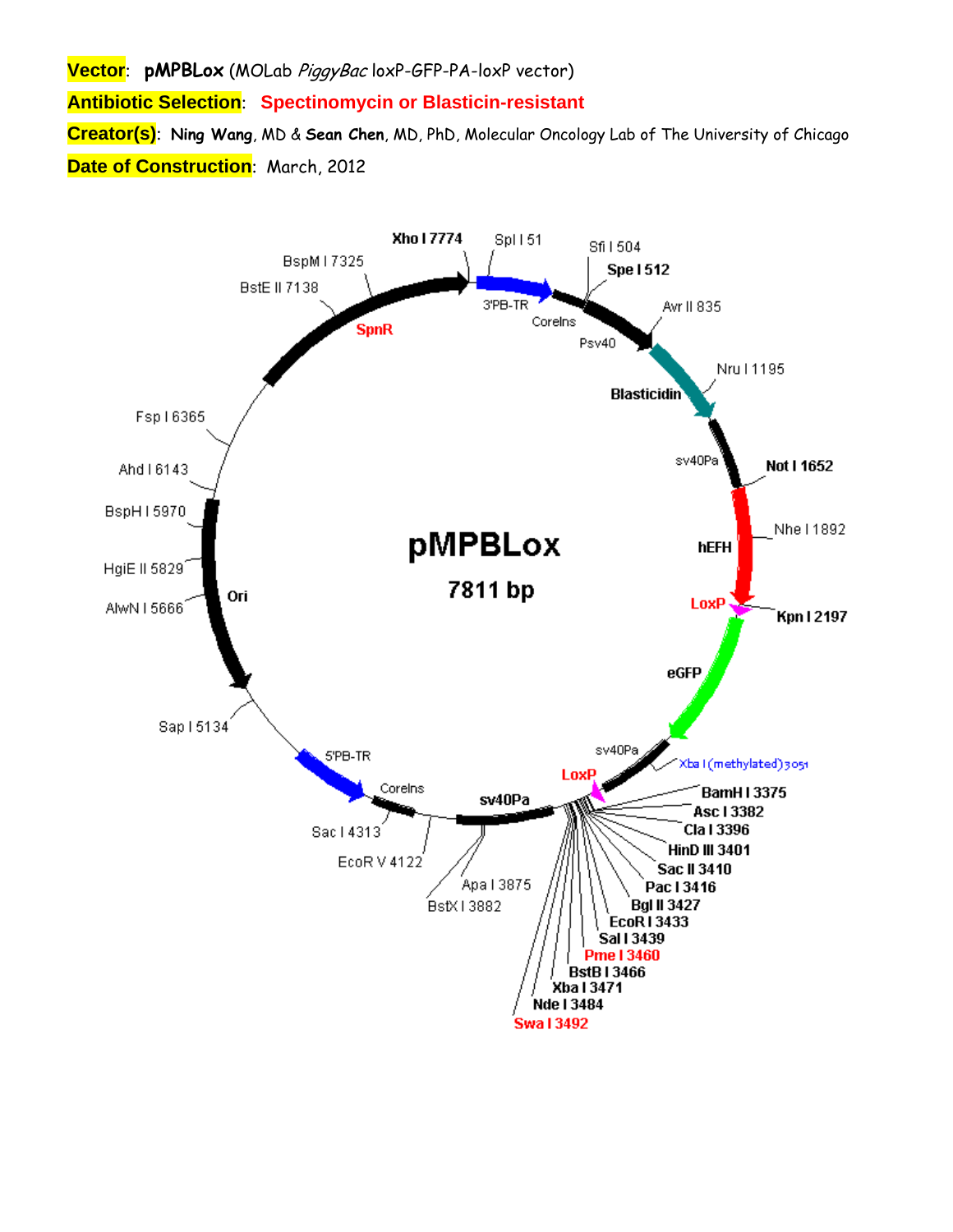**Vector**: **pMPBLox** (MOLab *PiggyBac* loxP-GFP-PA-loxP vector)

**Antibiotic Selection**: **Spectinomycin or Blasticin-resistant**

**Creator(s)**: **Ning Wang**, MD & **Sean Chen**, MD, PhD, Molecular Oncology Lab of The University of Chicago

**Date of Construction**: March, 2012

pMPBLox
7811 bp

Xho I 7774
Spl I 51
Sfi I 504
Spe I 512
Avr II 835
Nru I 1195
Not I 1652
Nhe I 1892
Kpn I 2197
Xba I (methylated) 3051
BamH I 3375
Asc I 3382
Cla I 3396
HinD III 3401
Sac II 3410
Pac I 3416
Bgl II 3427
EcoR I 3433
Sal I 3439
Pme I 3460
BstB I 3466
Xba I 3471
Nde I 3484
Swa I 3492
Apa I 3875
BstX I 3882
EcoR V 4122
Sac I 4313
Sap I 5134
AlwN I 5666
HgiE II 5829
BspH I 5970
Ahd I 6143
Fsp I 6365
BstE II 7138
BspM I 7325

3'PB-TR
CoreIns
Psv40
Blasticidin
sv40Pa
hEFH
LoxP
eGFP
sv40Pa
LoxP
sv40Pa
CoreIns
5'PB-TR
Ori
SpnR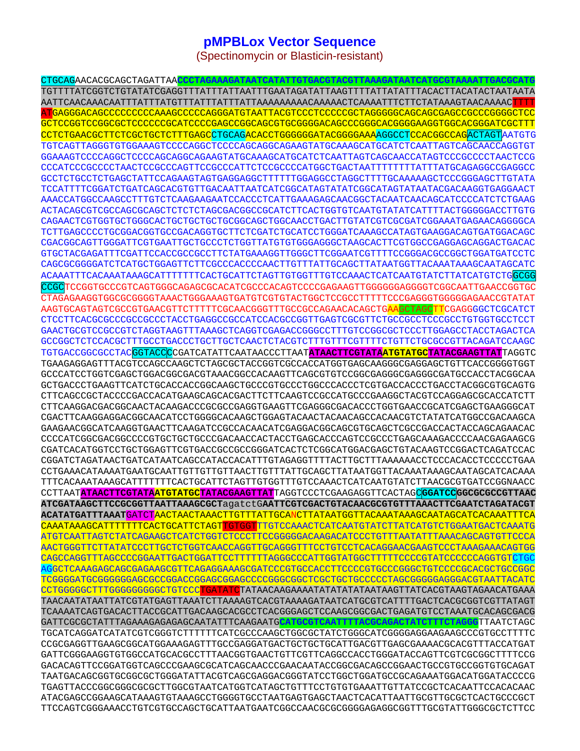# pMPBLox Vector Sequence

(Spectinomycin or Blasticin-resistant)

```
CTGCAGAACACGCAGCTAGATTAACCCTAGAAAGATAATCATATTGTGACGTACGTTAAAGATAATCATGCGTAAAATTGACGCATG
TGTTTTATCGGTCTGTATATCGAGGTTTATTTATTAATTTGAATAGATATTAAGTTTTATTATATTTACACTTACATACTAATAATA
AATTCAACAAACAATTTATTTATGTTTATTTATTTATTAAAAAAAAACAAAAACTCAAAATTTCTTCTATAAAGTAACAAAACTTTT
ATGAGGGACAGCCCCCCCCCAAAGCCCCCAGGGATGTAATTACGTCCCTCCCCCGCTAGGGGGCAGCAGCGAGCCGCCCGGGGCTCC
GCTCCGGTCCGGCGCTCCCCCCGCATCCCCGAGCCGGCAGCGTGCGGGGACAGCCCGGGCACGGGGAAGGTGGCACGGGATCGCTTT
CCTCTGAACGCTTCTCGCTGCTCTTTGAGCCTGCAGACACCTGGGGGGATACGGGGAAAAGGCCTCCACGGCCAGACTAGTAATGTG
TGTCAGTTAGGGTGTGGAAAGTCCCCAGGCTCCCCAGCAGGCAGAAGTATGCAAAGCATGCATCTCAATTAGTCAGCAACCAGGTGT
GGAAAGTCCCCAGGCTCCCCAGCAGGCAGAAGTATGCAAAGCATGCATCTCAATTAGTCAGCAACCATAGTCCCGCCCCTAACTCCG
CCCATCCCGCCCCTAACTCCGCCCAGTTCCGCCCATTCTCCGCCCCATGGCTGACTAATTTTTTTTATTTATGCAGAGGCCGAGGCC
GCCTCTGCCTCTGAGCTATTCCAGAAGTAGTGAGGAGGCTTTTTTGGAGGCCTAGGCTTTTGCAAAAAGCTCCCGGGAGCTTGTATA
TCCATTTTCGGATCTGATCAGCACGTGTTGACAATTAATCATCGGCATAGTATATCGGCATAGTATAATACGACAAGGTGAGGAACT
AAACCATGGCCAAGCCTTTGTCTCAAGAAGAATCCACCCTCATTGAAAGAGCAACGGCTACAATCAACAGCATCCCCATCTCTGAAG
ACTACAGCGTCGCCAGCGCAGCTCTCTCTAGCGACGGCCGCATCTTCACTGGTGTCAATGTATATCATTTTACTGGGGGACCTTGTG
CAGAACTCGTGGTGCTGGGCACTGCTGCTGCTGCGGCAGCTGGCAACCTGACTTGTATCGTCGCGATCGGAAATGAGAACAGGGGCA
TCTTGAGCCCCTGCGGACGGTGCCGACAGGTGCTTCTCGATCTGCATCCTGGGATCAAAGCCATAGTGAAGGACAGTGATGGACAGC
CGACGGCAGTTGGGATTCGTGAATTGCTGCCCTCTGGTTATGTGTGGGAGGGCTAAGCACTTCGTGGCCGAGGAGCAGGACTGACAC
GTGCTACGAGATTTCGATTCCACCGCCGCCTTCTATGAAAGGTTGGGCTTCGGAATCGTTTTCCGGGACGCCGGCTGGATGATCCTC
CAGCGCGGGGATCTCATGCTGGAGTTCTTCGCCCACCCCAACTTGTTTATTGCAGCTTATAATGGTTACAAATAAAGCAATAGCATC
ACAAATTTCACAAATAAAGCATTTTTTTCACTGCATTCTAGTTGTGGTTTGTCCAAACTCATCAATGTATCTTATCATGTCTGGCGG
CCGCTCCGGTGCCCGTCAGTGGGCAGAGCGCACATCGCCCACAGTCCCCGAGAAGTTGGGGGGAGGGGTCGGCAATTGAACCGGTGC
CTAGAGAAGGTGGCGCGGGGTAAACTGGGAAAGTGATGTCGTGTACTGGCTCCGCCTTTTTCCCGAGGGTGGGGGAGAACCGTATAT
AAGTGCAGTAGTCGCCGTGAACGTTCTTTTTCGCAACGGGTTTGCCGCCAGAACACAGCTGAAGCTAGCTTCGAGGGGCTCGCATCT
CTCCTTCACGCGCCCGCCGCCCTACCTGAGGCCGCCATCCACGCCGGTTGAGTCGCGTTCTGCCGCCTCCCGCCTGTGGTGCCTCCT
GAACTGCGTCCGCCGTCTAGGTAAGTTTAAAGCTCAGGTCGAGACCGGGCCTTTGTCCGGCGCTCCCTTGGAGCCTACCTAGACTCA
GCCGGCTCTCCACGCTTTGCCTGACCCTGCTTGCTCAACTCTACGTCTTTGTTTCGTTTTCTGTTCTGCGCCGTTACAGATCCAAGC
TGTGACCGGCGCCTACGGTACCCCGATCATATTCAATAACCCTTAATATAACTTCGTATAATGTATGCTATACGAAGTTATTAGGTC
TGAAGAGGAGTTTACGTCCAGCCAAGCTCTAGCGCTACCGGTCGCCACCATGGTGAGCAAGGGCGAGGAGCTGTTCACCGGGGTGGT
GCCCATCCTGGTCGAGCTGGACGGCGACGTAAACGGCCACAAGTTCAGCGTGTCCGGCGAGGGCGAGGGCGATGCCACCTACGGCAA
GCTGACCCTGAAGTTCATCTGCACCACCGGCAAGCTGCCCGTGCCCTGGCCCACCCTCGTGACCACCCTGACCTACGGCGTGCAGTG
CTTCAGCCGCTACCCCGACCACATGAAGCAGCACGACTTCTTCAAGTCCGCCATGCCCGAAGGCTACGTCCAGGAGCGCACCATCTT
CTTCAAGGACGACGGCAACTACAAGACCCGCGCCGAGGTGAAGTTCGAGGGCGACACCCTGGTGAACCGCATCGAGCTGAAGGGCAT
CGACTTCAAGGAGGACGGCAACATCCTGGGGCACAAGCTGGAGTACAACTACAACAGCCACAACGTCTATATCATGGCCGACAAGCA
GAAGAACGGCATCAAGGTGAACTTCAAGATCCGCCACAACATCGAGGACGGCAGCGTGCAGCTCGCCGACCACTACCAGCAGAACAC
CCCCATCGGCGACGGCCCCGTGCTGCTGCCCGACAACCACTACCTGAGCACCCAGTCCGCCCTGAGCAAAGACCCCAACGAGAAGCG
CGATCACATGGTCCTGCTGGAGTTCGTGACCGCCGCCGGGATCACTCTCGGCATGGACGAGCTGTACAAGTCCGGACTCAGATCCAC
CGGATCTAGATAACTGATCATAATCAGCCATACCACATTTGTAGAGGTTTTACTTGCTTTAAAAAACCTCCCACACCTCCCCCTGAA
CCTGAAACATAAAATGAATGCAATTGTTGTTGTTAACTTGTTTATTGCAGCTTATAATGGTTACAAATAAAGCAATAGCATCACAAA
TTTCACAAATAAAGCATTTTTTTCACTGCATTCTAGTTGTGGTTTGTCCAAACTCATCAATGTATCTTAACGCGTGATCCGGNAACC
CCTTAATATAACTTCGTATAATGTATGCTATACGAAGTTATTAGGTCCCTCGAAGAGGTTCACTAGCGGATCCGGCGCGCCGTTAAC
ATCGATAAGCTTCCGCGGTTAATTAAAGCGCTagatctGAATTCGTCGACTGTACAACGCGTGTTTAAACTTCGAATCTAGATACGT
ACATATGATTTAAATGATCTAACTAACTAAACTTGTTTATTGCANCTTATAATGGTTACAAATAAAGCAATAGCATCACAAATTTCA
CAAATAAAGCATTTTTTTCACTGCATTCTAGTTGTGGTTGTCCAAACTCATCAATGTATCTTATCATGTCTGGAATGACTCAAATG
ATGTCAATTAGTCTATCAGAAGCTCATCTGGTCTCCCTTCCGGGGGACAAGACATCCCTGTTTAATATTTAAACAGCAGTGTTCCCA
AACTGGGTTCTTATATCCCTTGCTCTGGTCAACCAGGTTGCAGGGTTTCCTGTCCTCACAGGAACGAAGTCCCTAAAGAAACAGTGG
CAGCCAGGTTTAGCCCCGGAATTGACTGGATTCCTTTTTTAGGGCCCATTGGTATGGCTTTTTCCCCGTATCCCCCCAGGTGTCTGC
AGGCTCAAAGAGCAGCGAGAAGCGTTCAGAGGAAAGCGATCCCGTGCCACCTTCCCCGTGCCCGGGCTGTCCCCGCACGCTGCCGGC
TCGGGGATGCGGGGGGAGCGCCGGACCGGAGCGGAGCCCCGGGCGGCTCGCTGCTGCCCCCTAGCGGGGGAGGGACGTAATTACATC
CCTGGGGGCTTTGGGGGGGGGCTGTCCCTGATATCTATAACAAGAAAATATATATATAATAAGTTATCACGTAAGTAGAACATGAAA
TAACAATATAATTATCGTATGAGTTAAATCTTAAAAGTCACGTAAAAGATAATCATGCGTCATTTTGACTCACGCGGTCGTTATAGT
TCAAAATCAGTGACACTTACCGCATTGACAAGCACGCCTCACGGGAGCTCCAAGCGGCGACTGAGATGTCCTAAATGCACAGCGACG
GATTCGCGCTATTTAGAAAGAGAGAGCAATATTTCAAGAATGCATGCGTCAATTTTACGCAGACTATCTTTCTAGGGTTAATCTAGC
TGCATCAGGATCATATCGTCGGGTCTTTTTTCATCGCCCAAGCTGGCGCTATCTGGGCATCGGGGAGGAAGAAGCCCGTGCCTTTTC
CCGCGAGGTTGAAGCGGCATGGAAAGAGTTTGCCGAGGATGACTGCTGCTGCATTGACGTTGAGCGAAAACGCACGTTTACCATGAT
GATTCGGGAAGGTGTGGCCATGCACGCCTTTAACGGTGAACTGTTCGTTCAGGCCACCTGGGATACCAGTTCGTCGCGGCTTTTCCG
GACACAGTTCCGGATGGTCAGCCCGAAGCGCATCAGCAACCCGAACAATACCGGCGACAGCCGGAACTGCCGTGCCGGTGTGCAGAT
TAATGACAGCGGTGCGGCGCTGGGATATTACGTCAGCGAGGACGGGTATCCTGGCTGGATGCCGCAGAAATGGACATGGATACCCCG
TGAGTTACCCGGCGGGCGCGCTTGGCGTAATCATGGTCATAGCTGTTTCCTGTGTGAAATTGTTATCCGCTCACAATTCCACACAAC
ATACGAGCCGGAAGCATAAAGTGTAAAGCCTGGGGTGCCTAATGAGTGAGCTAACTCACATTAATTGCGTTGCGCTCACTGCCCGCT
TTCCAGTCGGGAAACCTGTCGTGCCAGCTGCATTAATGAATCGGCCAACGCGCGGGGAGAGGCGGTTTGCGTATTGGGCGCTCTTCC
```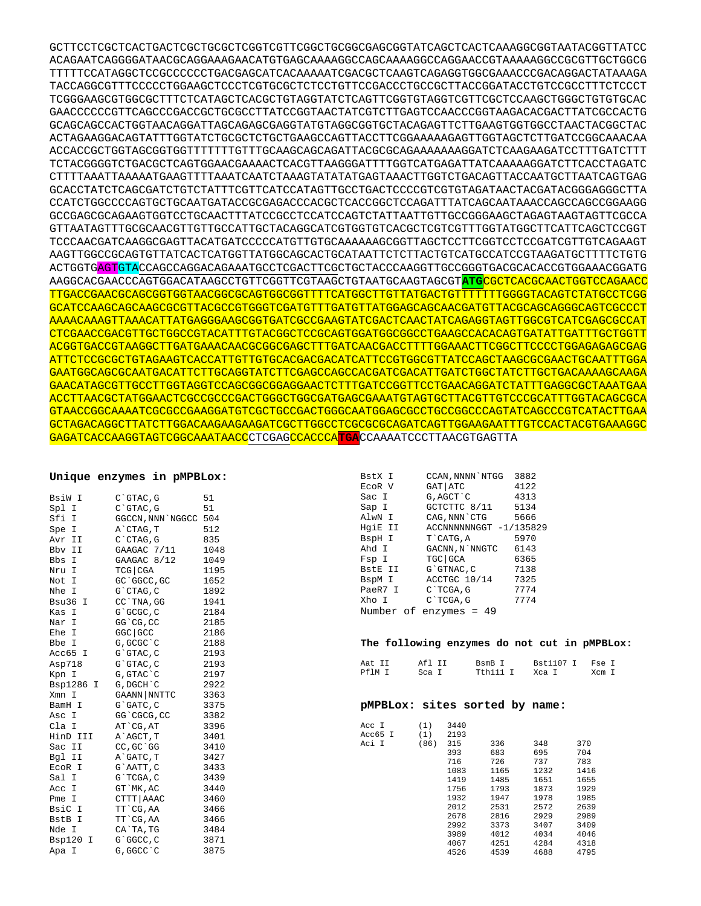```
GCTTCCTCGCTCACTGACTCGCTGCGCTCGGTCGTTCGGCTGCGGCGAGCGGTATCAGCTCACTCAAAGGCGGTAATACGGTTATCC
ACAGAATCAGGGGATAACGCAGGAAAGAACATGTGAGCAAAAGGCCAGCAAAAGGCCAGGAACCGTAAAAAGGCCGCGTTGCTGGCG
TTTTTCCATAGGCTCCGCCCCCCTGACGAGCATCACAAAAATCGACGCTCAAGTCAGAGGTGGCGAAACCCGACAGGACTATAAAGA
TACCAGGCGTTTCCCCCTGGAAGCTCCCTCGTGCGCTCTCCTGTTCCGACCCTGCCGCTTACCGGATACCTGTCCGCCTTTCTCCCT
TCGGGAAGCGTGGCGCTTTCTCATAGCTCACGCTGTAGGTATCTCAGTTCGGTGTAGGTCGTTCGCTCCAAGCTGGGCTGTGTGCAC
GAACCCCCCGTTCAGCCCGACCGCTGCGCCTTATCCGGTAACTATCGTCTTGAGTCCAACCCGGTAAGACACGACTTATCGCCACTG
GCAGCAGCCACTGGTAACAGGATTAGCAGAGCGAGGTATGTAGGCGGTGCTACAGAGTTCTTGAAGTGGTGGCCTAACTACGGCTAC
ACTAGAAGGACAGTATTTGGTATCTGCGCTCTGCTGAAGCCAGTTACCTTCGGAAAAAGAGTTGGTAGCTCTTGATCCGGCAAACAA
ACCACCGCTGGTAGCGGTGGTTTTTTTGTTTGCAAGCAGCAGATTACGCGCAGAAAAAAAGGATCTCAAGAAGATCCTTTGATCTTT
TCTACGGGGTCTGACGCTCAGTGGAACGAAAACTCACGTTAAGGGATTTTGGTCATGAGATTATCAAAAAGGATCTTCACCTAGATC
CTTTTAAATTAAAAATGAAGTTTTAAATCAATCTAAAGTATATATGAGTAAACTTGGTCTGACAGTTACCAATGCTTAATCAGTGAG
GCACCTATCTCAGCGATCTGTCTATTTCGTTCATCCATAGTTGCCTGACTCCCCGTCGTGTAGATAACTACGATACGGGAGGGCTTA
CCATCTGGCCCCAGTGCTGCAATGATACCGCGAGACCCACGCTCACCGGCTCCAGATTTATCAGCAATAAACCAGCCAGCCGGAAGG
GCCGAGCGCAGAAGTGGTCCTGCAACTTTATCCGCCTCCATCCAGTCTATTAATTGTTGCCGGGAAGCTAGAGTAAGTAGTTCGCCA
GTTAATAGTTTGCGCAACGTTGTTGCCATTGCTACAGGCATCGTGGTGTCACGCTCGTCGTTTGGTATGGCTTCATTCAGCTCCGGT
TCCCAACGATCAAGGCGAGTTACATGATCCCCCATGTTGTGCAAAAAAGCGGTTAGCTCCTTCGGTCCTCCGATCGTTGTCAGAAGT
AAGTTGGCCGCAGTGTTATCACTCATGGTTATGGCAGCACTGCATAATTCTCTTACTGTCATGCCATCCGTAAGATGCTTTTCTGTG
ACTGGTGAGTGTACCAGCCAGGACAGAAATGCCTCGACTTCGCTGCTACCCAAGGTTGCCGGGTGACGCACACCGTGGAAACGGATG
AAGGCACGAACCCAGTGGACATAAGCCTGTTCGGTTCGTAAGCTGTAATGCAAGTAGCGTATGCGCTCACGCAACTGGTCCAGAACC
TTGACCGAACGCAGCGGTGGTAACGGCGCAGTGGCGGTTTTCATGGCTTGTTATGACTGTTTTTTTGGGGTACAGTCTATGCCTCGG
GCATCCAAGCAGCAAGCGCGTTACGCCGTGGGTCGATGTTTGATGTTATGGAGCAGCAACGATGTTACGCAGCAGGGCAGTCGCCCT
AAAACAAAGTTAAACATTATGAGGGAAGCGGTGATCGCCGAAGTATCGACTCAACTATCAGAGGTAGTTGGCGTCATCGAGCGCCAT
CTCGAACCGACGTTGCTGGCCGTACATTTGTACGGCTCCGCAGTGGATGGCGGCCTGAAGCCACACAGTGATATTGATTTGCTGGTT
ACGGTGACCGTAAGGCTTGATGAAACAACGCGGCGAGCTTTGATCAACGACCTTTTGGAAACTTCGGCTTCCCCTGGAGAGAGCGAG
ATTCTCCGCGCTGTAGAAGTCACCATTGTTGTGCACGACGACATCATTCCGTGGCGTTATCCAGCTAAGCGCGAACTGCAATTTGGA
GAATGGCAGCGCAATGACATTCTTGCAGGTATCTTCGAGCCAGCCACGATCGACATTGATCTGGCTATCTTGCTGACAAAAGCAAGA
GAACATAGCGTTGCCTTGGTAGGTCCAGCGGCGGAGGAACTCTTTGATCCGGTTCCTGAACAGGATCTATTTGAGGCGCTAAATGAA
ACCTTAACGCTATGGAACTCGCCGCCCGACTGGGCTGGCGATGAGCGAAATGTAGTGCTTACGTTGTCCCGCATTTGGTACAGCGCA
GTAACCGGCAAAATCGCGCCGAAGGATGTCGCTGCCGACTGGGCAATGGAGCGCCTGCCGGCCCAGTATCAGCCCGTCATACTTGAA
GCTAGACAGGCTTATCTTGGACAAGAAGAAGATCGCTTGGCCTCGCGCGCAGATCAGTTGGAAGAATTTGTCCACTACGTGAAAGGC
GAGATCACCAAGGTAGTCGGCAAATAACCCTCGAGCCACCCATGACCAAAATCCCTTAACGTGAGTTA
```

**Unique enzymes in pMPBLox:**

| Enzyme | Site | Position |
|---|---|---|
| BsiW I | C`GTAC,G | 51 |
| Spl I | C`GTAC,G | 51 |
| Sfi I | GGCCN,NNN`NGGCC | 504 |
| Spe I | A`CTAG,T | 512 |
| Avr II | C`CTAG,G | 835 |
| Bbv II | GAAGAC 7/11 | 1048 |
| Bbs I | GAAGAC 8/12 | 1049 |
| Nru I | TCG\|CGA | 1195 |
| Not I | GC`GGCC,GC | 1652 |
| Nhe I | G`CTAG,C | 1892 |
| Bsu36 I | CC`TNA,GG | 1941 |
| Kas I | G`GCGC,C | 2184 |
| Nar I | GG`CG,CC | 2185 |
| Ehe I | GGC\|GCC | 2186 |
| Bbe I | G,GCGC`C | 2188 |
| Acc65 I | G`GTAC,C | 2193 |
| Asp718 | G`GTAC,C | 2193 |
| Kpn I | G,GTAC`C | 2197 |
| Bsp1286 I | G,DGCH`C | 2922 |
| Xmn I | GAANN\|NNTTC | 3363 |
| BamH I | G`GATC,C | 3375 |
| Asc I | GG`CGCG,CC | 3382 |
| Cla I | AT`CG,AT | 3396 |
| HinD III | A`AGCT,T | 3401 |
| Sac II | CC,GC`GG | 3410 |
| Bgl II | A`GATC,T | 3427 |
| EcoR I | G`AATT,C | 3433 |
| Sal I | G`TCGA,C | 3439 |
| Acc I | GT`MK,AC | 3440 |
| Pme I | CTTT\|AAAC | 3460 |
| BsiC I | TT`CG,AA | 3466 |
| BstB I | TT`CG,AA | 3466 |
| Nde I | CA`TA,TG | 3484 |
| Bsp120 I | G`GGCC,C | 3871 |
| Apa I | G,GGCC`C | 3875 |
| BstX I | CCAN,NNNN`NTGG | 3882 |
| EcoR V | GAT\|ATC | 4122 |
| Sac I | G,AGCT`C | 4313 |
| Sap I | GCTCTTC 8/11 | 5134 |
| AlwN I | CAG,NNN`CTG | 5666 |
| HgiE II | ACCNNNNNNGGT | -1/135829 |
| BspH I | T`CATG,A | 5970 |
| Ahd I | GACNN,N`NNGTC | 6143 |
| Fsp I | TGC\|GCA | 6365 |
| BstE II | G`GTNAC,C | 7138 |
| BspM I | ACCTGC 10/14 | 7325 |
| PaeR7 I | C`TCGA,G | 7774 |
| Xho I | C`TCGA,G | 7774 |

Number of enzymes = 49

**The following enzymes do not cut in pMPBLox:**

| | | | | |
|---|---|---|---|---|
| Aat II | Afl II | BsmB I | Bst1107 I | Fse I |
| PflM I | Sca I | Tth111 I | Xca I | Xcm I |

**pMPBLox: sites sorted by name:**

| Enzyme | Count | Positions | | | |
|---|---|---|---|---|---|
| Acc I | (1) | 3440 | | | |
| Acc65 I | (1) | 2193 | | | |
| Aci I | (86) | 315 | 336 | 348 | 370 |
| | | 393 | 683 | 695 | 704 |
| | | 716 | 726 | 737 | 783 |
| | | 1083 | 1165 | 1232 | 1416 |
| | | 1419 | 1485 | 1651 | 1655 |
| | | 1756 | 1793 | 1873 | 1929 |
| | | 1932 | 1947 | 1978 | 1985 |
| | | 2012 | 2531 | 2572 | 2639 |
| | | 2678 | 2816 | 2929 | 2989 |
| | | 2992 | 3373 | 3407 | 3409 |
| | | 3989 | 4012 | 4034 | 4046 |
| | | 4067 | 4251 | 4284 | 4318 |
| | | 4526 | 4539 | 4688 | 4795 |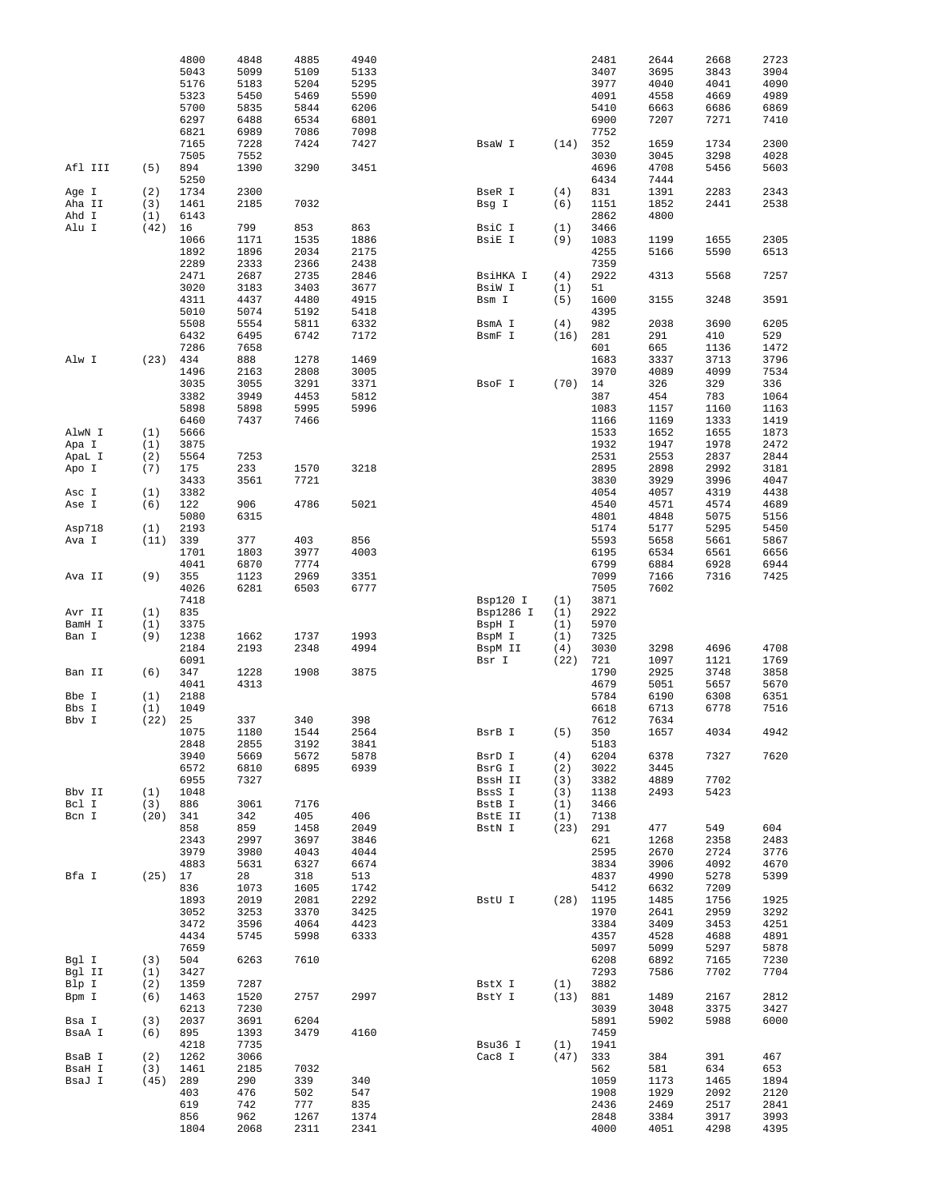| Enzyme | Count | Positions | | | |
|---|---|---|---|---|---|
| | | 4800 | 4848 | 4885 | 4940 |
| | | 5043 | 5099 | 5109 | 5133 |
| | | 5176 | 5183 | 5204 | 5295 |
| | | 5323 | 5450 | 5469 | 5590 |
| | | 5700 | 5835 | 5844 | 6206 |
| | | 6297 | 6488 | 6534 | 6801 |
| | | 6821 | 6989 | 7086 | 7098 |
| | | 7165 | 7228 | 7424 | 7427 |
| | | 7505 | 7552 | | |
| Afl III | (5) | 894 | 1390 | 3290 | 3451 |
| | | 5250 | | | |
| Age I | (2) | 1734 | 2300 | | |
| Aha II | (3) | 1461 | 2185 | 7032 | |
| Ahd I | (1) | 6143 | | | |
| Alu I | (42) | 16 | 799 | 853 | 863 |
| | | 1066 | 1171 | 1535 | 1886 |
| | | 1892 | 1896 | 2034 | 2175 |
| | | 2289 | 2333 | 2366 | 2438 |
| | | 2471 | 2687 | 2735 | 2846 |
| | | 3020 | 3183 | 3403 | 3677 |
| | | 4311 | 4437 | 4480 | 4915 |
| | | 5010 | 5074 | 5192 | 5418 |
| | | 5508 | 5554 | 5811 | 6332 |
| | | 6432 | 6495 | 6742 | 7172 |
| | | 7286 | 7658 | | |
| Alw I | (23) | 434 | 888 | 1278 | 1469 |
| | | 1496 | 2163 | 2808 | 3005 |
| | | 3035 | 3055 | 3291 | 3371 |
| | | 3382 | 3949 | 4453 | 5812 |
| | | 5898 | 5898 | 5995 | 5996 |
| | | 6460 | 7437 | 7466 | |
| AlwN I | (1) | 5666 | | | |
| Apa I | (1) | 3875 | | | |
| ApaL I | (2) | 5564 | 7253 | | |
| Apo I | (7) | 175 | 233 | 1570 | 3218 |
| | | 3433 | 3561 | 7721 | |
| Asc I | (1) | 3382 | | | |
| Ase I | (6) | 122 | 906 | 4786 | 5021 |
| | | 5080 | 6315 | | |
| Asp718 | (1) | 2193 | | | |
| Ava I | (11) | 339 | 377 | 403 | 856 |
| | | 1701 | 1803 | 3977 | 4003 |
| | | 4041 | 6870 | 7774 | |
| Ava II | (9) | 355 | 1123 | 2969 | 3351 |
| | | 4026 | 6281 | 6503 | 6777 |
| | | 7418 | | | |
| Avr II | (1) | 835 | | | |
| BamH I | (1) | 3375 | | | |
| Ban I | (9) | 1238 | 1662 | 1737 | 1993 |
| | | 2184 | 2193 | 2348 | 4994 |
| | | 6091 | | | |
| Ban II | (6) | 347 | 1228 | 1908 | 3875 |
| | | 4041 | 4313 | | |
| Bbe I | (1) | 2188 | | | |
| Bbs I | (1) | 1049 | | | |
| Bbv I | (22) | 25 | 337 | 340 | 398 |
| | | 1075 | 1180 | 1544 | 2564 |
| | | 2848 | 2855 | 3192 | 3841 |
| | | 3940 | 5669 | 5672 | 5878 |
| | | 6572 | 6810 | 6895 | 6939 |
| | | 6955 | 7327 | | |
| Bbv II | (1) | 1048 | | | |
| Bcl I | (3) | 886 | 3061 | 7176 | |
| Bcn I | (20) | 341 | 342 | 405 | 406 |
| | | 858 | 859 | 1458 | 2049 |
| | | 2343 | 2997 | 3697 | 3846 |
| | | 3979 | 3980 | 4043 | 4044 |
| | | 4883 | 5631 | 6327 | 6674 |
| Bfa I | (25) | 17 | 28 | 318 | 513 |
| | | 836 | 1073 | 1605 | 1742 |
| | | 1893 | 2019 | 2081 | 2292 |
| | | 3052 | 3253 | 3370 | 3425 |
| | | 3472 | 3596 | 4064 | 4423 |
| | | 4434 | 5745 | 5998 | 6333 |
| | | 7659 | | | |
| Bgl I | (3) | 504 | 6263 | 7610 | |
| Bgl II | (1) | 3427 | | | |
| Blp I | (2) | 1359 | 7287 | | |
| Bpm I | (6) | 1463 | 1520 | 2757 | 2997 |
| | | 6213 | 7230 | | |
| Bsa I | (3) | 2037 | 3691 | 6204 | |
| BsaA I | (6) | 895 | 1393 | 3479 | 4160 |
| | | 4218 | 7735 | | |
| BsaB I | (2) | 1262 | 3066 | | |
| BsaH I | (3) | 1461 | 2185 | 7032 | |
| BsaJ I | (45) | 289 | 290 | 339 | 340 |
| | | 403 | 476 | 502 | 547 |
| | | 619 | 742 | 777 | 835 |
| | | 856 | 962 | 1267 | 1374 |
| | | 1804 | 2068 | 2311 | 2341 |
| | | 2481 | 2644 | 2668 | 2723 |
| | | 3407 | 3695 | 3843 | 3904 |
| | | 3977 | 4040 | 4041 | 4090 |
| | | 4091 | 4558 | 4669 | 4989 |
| | | 5410 | 6663 | 6686 | 6869 |
| | | 6900 | 7207 | 7271 | 7410 |
| | | 7752 | | | |
| BsaW I | (14) | 352 | 1659 | 1734 | 2300 |
| | | 3030 | 3045 | 3298 | 4028 |
| | | 4696 | 4708 | 5456 | 5603 |
| | | 6434 | 7444 | | |
| BseR I | (4) | 831 | 1391 | 2283 | 2343 |
| Bsg I | (6) | 1151 | 1852 | 2441 | 2538 |
| | | 2862 | 4800 | | |
| BsiC I | (1) | 3466 | | | |
| BsiE I | (9) | 1083 | 1199 | 1655 | 2305 |
| | | 4255 | 5166 | 5590 | 6513 |
| | | 7359 | | | |
| BsiHKA I | (4) | 2922 | 4313 | 5568 | 7257 |
| BsiW I | (1) | 51 | | | |
| Bsm I | (5) | 1600 | 3155 | 3248 | 3591 |
| | | 4395 | | | |
| BsmA I | (4) | 982 | 2038 | 3690 | 6205 |
| BsmF I | (16) | 281 | 291 | 410 | 529 |
| | | 601 | 665 | 1136 | 1472 |
| | | 1683 | 3337 | 3713 | 3796 |
| | | 3970 | 4089 | 4099 | 7534 |
| BsoF I | (70) | 14 | 326 | 329 | 336 |
| | | 387 | 454 | 783 | 1064 |
| | | 1083 | 1157 | 1160 | 1163 |
| | | 1166 | 1169 | 1333 | 1419 |
| | | 1533 | 1652 | 1655 | 1873 |
| | | 1932 | 1947 | 1978 | 2472 |
| | | 2531 | 2553 | 2837 | 2844 |
| | | 2895 | 2898 | 2992 | 3181 |
| | | 3830 | 3929 | 3996 | 4047 |
| | | 4054 | 4057 | 4319 | 4438 |
| | | 4540 | 4571 | 4574 | 4689 |
| | | 4801 | 4848 | 5075 | 5156 |
| | | 5174 | 5177 | 5295 | 5450 |
| | | 5593 | 5658 | 5661 | 5867 |
| | | 6195 | 6534 | 6561 | 6656 |
| | | 6799 | 6884 | 6928 | 6944 |
| | | 7099 | 7166 | 7316 | 7425 |
| | | 7505 | 7602 | | |
| Bsp120 I | (1) | 3871 | | | |
| Bsp1286 I | (1) | 2922 | | | |
| BspH I | (1) | 5970 | | | |
| BspM I | (1) | 7325 | | | |
| BspM II | (4) | 3030 | 3298 | 4696 | 4708 |
| Bsr I | (22) | 721 | 1097 | 1121 | 1769 |
| | | 1790 | 2925 | 3748 | 3858 |
| | | 4679 | 5051 | 5657 | 5670 |
| | | 5784 | 6190 | 6308 | 6351 |
| | | 6618 | 6713 | 6778 | 7516 |
| | | 7612 | 7634 | | |
| BsrB I | (5) | 350 | 1657 | 4034 | 4942 |
| | | 5183 | | | |
| BsrD I | (4) | 6204 | 6378 | 7327 | 7620 |
| BsrG I | (2) | 3022 | 3445 | | |
| BssH II | (3) | 3382 | 4889 | 7702 | |
| BssS I | (3) | 1138 | 2493 | 5423 | |
| BstB I | (1) | 3466 | | | |
| BstE II | (1) | 7138 | | | |
| BstN I | (23) | 291 | 477 | 549 | 604 |
| | | 621 | 1268 | 2358 | 2483 |
| | | 2595 | 2670 | 2724 | 3776 |
| | | 3834 | 3906 | 4092 | 4670 |
| | | 4837 | 4990 | 5278 | 5399 |
| | | 5412 | 6632 | 7209 | |
| BstU I | (28) | 1195 | 1485 | 1756 | 1925 |
| | | 1970 | 2641 | 2959 | 3292 |
| | | 3384 | 3409 | 3453 | 4251 |
| | | 4357 | 4528 | 4688 | 4891 |
| | | 5097 | 5099 | 5297 | 5878 |
| | | 6208 | 6892 | 7165 | 7230 |
| | | 7293 | 7586 | 7702 | 7704 |
| BstX I | (1) | 3882 | | | |
| BstY I | (13) | 881 | 1489 | 2167 | 2812 |
| | | 3039 | 3048 | 3375 | 3427 |
| | | 5891 | 5902 | 5988 | 6000 |
| | | 7459 | | | |
| Bsu36 I | (1) | 1941 | | | |
| Cac8 I | (47) | 333 | 384 | 391 | 467 |
| | | 562 | 581 | 634 | 653 |
| | | 1059 | 1173 | 1465 | 1894 |
| | | 1908 | 1929 | 2092 | 2120 |
| | | 2436 | 2469 | 2517 | 2841 |
| | | 2848 | 3384 | 3917 | 3993 |
| | | 4000 | 4051 | 4298 | 4395 |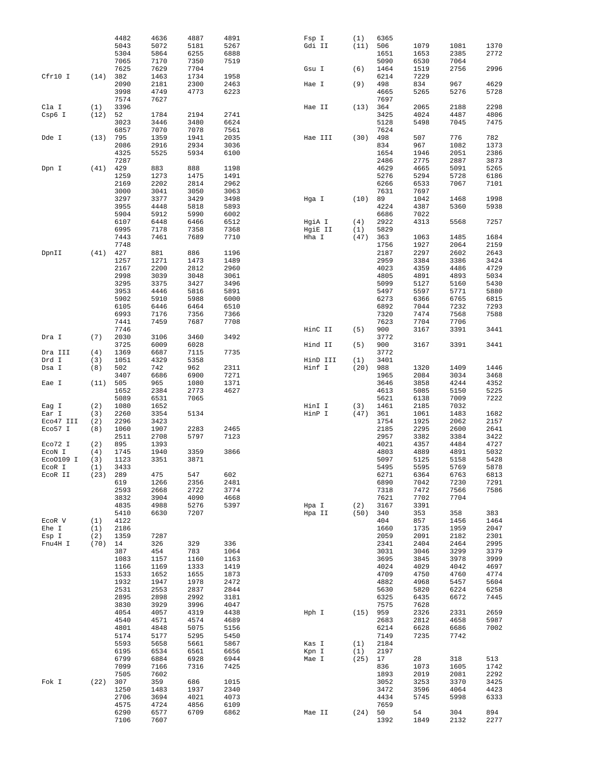```
                4482    4636    4887    4891          Fsp I      (1)   6365
                5043    5072    5181    5267          Gdi II     (11)  506     1079    1081    1370
                5304    5864    6255    6888                           1651    1653    2385    2772
                7065    7170    7350    7519                           5090    6530    7064
                7625    7629    7704                  Gsu I      (6)   1464    1519    2756    2996
Cfr10 I   (14)  382     1463    1734    1958                           6214    7229
                2090    2181    2300    2463          Hae I      (9)   498     834     967     4629
                3998    4749    4773    6223                           4665    5265    5276    5728
                7574    7627                                           7697
Cla I     (1)   3396                                  Hae II     (13)  364     2065    2188    2298
Csp6 I    (12)  52      1784    2194    2741                           3425    4024    4487    4806
                3023    3446    3480    6624                           5128    5498    7045    7475
                6857    7070    7078    7561                           7624
Dde I     (13)  795     1359    1941    2035          Hae III    (30)  498     507     776     782
                2086    2916    2934    3036                           834     967     1082    1373
                4325    5525    5934    6100                           1654    1946    2051    2386
                7287                                                   2486    2775    2887    3873
Dpn I     (41)  429     883     888     1198                           4629    4665    5091    5265
                1259    1273    1475    1491                           5276    5294    5728    6186
                2169    2202    2814    2962                           6266    6533    7067    7101
                3000    3041    3050    3063                           7631    7697
                3297    3377    3429    3498          Hga I      (10)  89      1042    1468    1998
                3955    4448    5818    5893                           4224    4387    5360    5938
                5904    5912    5990    6002                           6686    7022
                6107    6448    6466    6512          HgiA I     (4)   2922    4313    5568    7257
                6995    7178    7358    7368          HgiE II    (1)   5829
                7443    7461    7689    7710          Hha I      (47)  363     1063    1485    1684
                7748                                                   1756    1927    2064    2159
DpnII     (41)  427     881     886     1196                           2187    2297    2602    2643
                1257    1271    1473    1489                           2959    3384    3386    3424
                2167    2200    2812    2960                           4023    4359    4486    4729
                2998    3039    3048    3061                           4805    4891    4893    5034
                3295    3375    3427    3496                           5099    5127    5160    5430
                3953    4446    5816    5891                           5497    5597    5771    5880
                5902    5910    5988    6000                           6273    6366    6765    6815
                6105    6446    6464    6510                           6892    7044    7232    7293
                6993    7176    7356    7366                           7320    7474    7568    7588
                7441    7459    7687    7708                           7623    7704    7706
                7746                                  HinC II    (5)   900     3167    3391    3441
Dra I     (7)   2030    3106    3460    3492                           3772
                3725    6009    6028                  Hind II    (5)   900     3167    3391    3441
Dra III   (4)   1369    6687    7115    7735                           3772
Drd I     (3)   1051    4329    5358                  HinD III   (1)   3401
Dsa I     (8)   502     742     962     2311          Hinf I     (20)  988     1320    1409    1446
                3407    6686    6900    7271                           1965    2084    3034    3468
Eae I     (11)  505     965     1080    1371                           3646    3858    4244    4352
                1652    2384    2773    4627                           4613    5085    5150    5225
                5089    6531    7065                                   5621    6138    7009    7222
Eag I     (2)   1080    1652                          HinI I     (3)   1461    2185    7032
Ear I     (3)   2260    3354    5134                  HinP I     (47)  361     1061    1483    1682
Eco47 III (2)   2296    3423                                           1754    1925    2062    2157
Eco57 I   (8)   1060    1907    2283    2465                           2185    2295    2600    2641
                2511    2708    5797    7123                           2957    3382    3384    3422
Eco72 I   (2)   895     1393                                           4021    4357    4484    4727
EcoN I    (4)   1745    1940    3359    3866                           4803    4889    4891    5032
Eco0109 I (3)   1123    3351    3871                                   5097    5125    5158    5428
EcoR I    (1)   3433                                                   5495    5595    5769    5878
EcoR II   (23)  289     475     547     602                            6271    6364    6763    6813
                619     1266    2356    2481                           6890    7042    7230    7291
                2593    2668    2722    3774                           7318    7472    7566    7586
                3832    3904    4090    4668                           7621    7702    7704
                4835    4988    5276    5397          Hpa I      (2)   3167    3391
                5410    6630    7207                  Hpa II     (50)  340     353     358     383
EcoR V    (1)   4122                                                   404     857     1456    1464
Ehe I     (1)   2186                                                   1660    1735    1959    2047
Esp I     (2)   1359    7287                                           2059    2091    2182    2301
Fnu4H I   (70)  14      326     329     336                            2341    2404    2464    2995
                387     454     783     1064                           3031    3046    3299    3379
                1083    1157    1160    1163                           3695    3845    3978    3999
                1166    1169    1333    1419                           4024    4029    4042    4697
                1533    1652    1655    1873                           4709    4750    4760    4774
                1932    1947    1978    2472                           4882    4968    5457    5604
                2531    2553    2837    2844                           5630    5820    6224    6258
                2895    2898    2992    3181                           6325    6435    6672    7445
                3830    3929    3996    4047                           7575    7628
                4054    4057    4319    4438          Hph I      (15)  959     2326    2331    2659
                4540    4571    4574    4689                           2683    2812    4658    5987
                4801    4848    5075    5156                           6214    6628    6686    7002
                5174    5177    5295    5450                           7149    7235    7742
                5593    5658    5661    5867          Kas I      (1)   2184
                6195    6534    6561    6656          Kpn I      (1)   2197
                6799    6884    6928    6944          Mae I      (25)  17      28      318     513
                7099    7166    7316    7425                           836     1073    1605    1742
                7505    7602                                           1893    2019    2081    2292
Fok I     (22)  307     359     686     1015                           3052    3253    3370    3425
                1250    1483    1937    2340                           3472    3596    4064    4423
                2706    3694    4021    4073                           4434    5745    5998    6333
                4575    4724    4856    6109                           7659
                6290    6577    6709    6862          Mae II     (24)  50      54      304     894
                7106    7607                                           1392    1849    2132    2277
```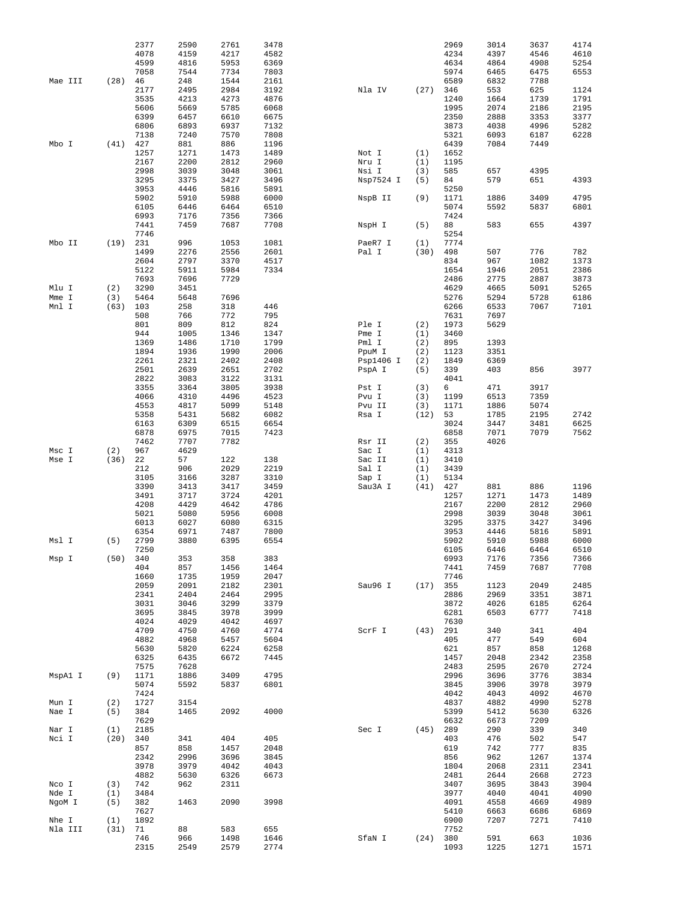| Enzyme | Count | Positions | | | |
|---|---|---|---|---|---|
| | | 2377 | 2590 | 2761 | 3478 |
| | | 4078 | 4159 | 4217 | 4582 |
| | | 4599 | 4816 | 5953 | 6369 |
| | | 7058 | 7544 | 7734 | 7803 |
| Mae III | (28) | 46 | 248 | 1544 | 2161 |
| | | 2177 | 2495 | 2984 | 3192 |
| | | 3535 | 4213 | 4273 | 4876 |
| | | 5606 | 5669 | 5785 | 6068 |
| | | 6399 | 6457 | 6610 | 6675 |
| | | 6806 | 6893 | 6937 | 7132 |
| | | 7138 | 7240 | 7570 | 7808 |
| Mbo I | (41) | 427 | 881 | 886 | 1196 |
| | | 1257 | 1271 | 1473 | 1489 |
| | | 2167 | 2200 | 2812 | 2960 |
| | | 2998 | 3039 | 3048 | 3061 |
| | | 3295 | 3375 | 3427 | 3496 |
| | | 3953 | 4446 | 5816 | 5891 |
| | | 5902 | 5910 | 5988 | 6000 |
| | | 6105 | 6446 | 6464 | 6510 |
| | | 6993 | 7176 | 7356 | 7366 |
| | | 7441 | 7459 | 7687 | 7708 |
| | | 7746 | | | |
| Mbo II | (19) | 231 | 996 | 1053 | 1081 |
| | | 1499 | 2276 | 2556 | 2601 |
| | | 2604 | 2797 | 3370 | 4517 |
| | | 5122 | 5911 | 5984 | 7334 |
| | | 7693 | 7696 | 7729 | |
| Mlu I | (2) | 3290 | 3451 | | |
| Mme I | (3) | 5464 | 5648 | 7696 | |
| Mnl I | (63) | 103 | 258 | 318 | 446 |
| | | 508 | 766 | 772 | 795 |
| | | 801 | 809 | 812 | 824 |
| | | 944 | 1005 | 1346 | 1347 |
| | | 1369 | 1486 | 1710 | 1799 |
| | | 1894 | 1936 | 1990 | 2006 |
| | | 2261 | 2321 | 2402 | 2408 |
| | | 2501 | 2639 | 2651 | 2702 |
| | | 2822 | 3083 | 3122 | 3131 |
| | | 3355 | 3364 | 3805 | 3938 |
| | | 4066 | 4310 | 4496 | 4523 |
| | | 4553 | 4817 | 5099 | 5148 |
| | | 5358 | 5431 | 5682 | 6082 |
| | | 6163 | 6309 | 6515 | 6654 |
| | | 6878 | 6975 | 7015 | 7423 |
| | | 7462 | 7707 | 7782 | |
| Msc I | (2) | 967 | 4629 | | |
| Mse I | (36) | 22 | 57 | 122 | 138 |
| | | 212 | 906 | 2029 | 2219 |
| | | 3105 | 3166 | 3287 | 3310 |
| | | 3390 | 3413 | 3417 | 3459 |
| | | 3491 | 3717 | 3724 | 4201 |
| | | 4208 | 4429 | 4642 | 4786 |
| | | 5021 | 5080 | 5956 | 6008 |
| | | 6013 | 6027 | 6080 | 6315 |
| | | 6354 | 6971 | 7487 | 7800 |
| Msl I | (5) | 2799 | 3880 | 6395 | 6554 |
| | | 7250 | | | |
| Msp I | (50) | 340 | 353 | 358 | 383 |
| | | 404 | 857 | 1456 | 1464 |
| | | 1660 | 1735 | 1959 | 2047 |
| | | 2059 | 2091 | 2182 | 2301 |
| | | 2341 | 2404 | 2464 | 2995 |
| | | 3031 | 3046 | 3299 | 3379 |
| | | 3695 | 3845 | 3978 | 3999 |
| | | 4024 | 4029 | 4042 | 4697 |
| | | 4709 | 4750 | 4760 | 4774 |
| | | 4882 | 4968 | 5457 | 5604 |
| | | 5630 | 5820 | 6224 | 6258 |
| | | 6325 | 6435 | 6672 | 7445 |
| | | 7575 | 7628 | | |
| MspA1 I | (9) | 1171 | 1886 | 3409 | 4795 |
| | | 5074 | 5592 | 5837 | 6801 |
| | | 7424 | | | |
| Mun I | (2) | 1727 | 3154 | | |
| Nae I | (5) | 384 | 1465 | 2092 | 4000 |
| | | 7629 | | | |
| Nar I | (1) | 2185 | | | |
| Nci I | (20) | 340 | 341 | 404 | 405 |
| | | 857 | 858 | 1457 | 2048 |
| | | 2342 | 2996 | 3696 | 3845 |
| | | 3978 | 3979 | 4042 | 4043 |
| | | 4882 | 5630 | 6326 | 6673 |
| Nco I | (3) | 742 | 962 | 2311 | |
| Nde I | (1) | 3484 | | | |
| NgoM I | (5) | 382 | 1463 | 2090 | 3998 |
| | | 7627 | | | |
| Nhe I | (1) | 1892 | | | |
| Nla III | (31) | 71 | 88 | 583 | 655 |
| | | 746 | 966 | 1498 | 1646 |
| | | 2315 | 2549 | 2579 | 2774 |
| | | 2969 | 3014 | 3637 | 4174 |
| | | 4234 | 4397 | 4546 | 4610 |
| | | 4634 | 4864 | 4908 | 5254 |
| | | 5974 | 6465 | 6475 | 6553 |
| | | 6589 | 6832 | 7788 | |
| Nla IV | (27) | 346 | 553 | 625 | 1124 |
| | | 1240 | 1664 | 1739 | 1791 |
| | | 1995 | 2074 | 2186 | 2195 |
| | | 2350 | 2888 | 3353 | 3377 |
| | | 3873 | 4038 | 4996 | 5282 |
| | | 5321 | 6093 | 6187 | 6228 |
| | | 6439 | 7084 | 7449 | |
| Not I | (1) | 1652 | | | |
| Nru I | (1) | 1195 | | | |
| Nsi I | (3) | 585 | 657 | 4395 | |
| Nsp7524 I | (5) | 84 | 579 | 651 | 4393 |
| | | 5250 | | | |
| NspB II | (9) | 1171 | 1886 | 3409 | 4795 |
| | | 5074 | 5592 | 5837 | 6801 |
| | | 7424 | | | |
| NspH I | (5) | 88 | 583 | 655 | 4397 |
| | | 5254 | | | |
| PaeR7 I | (1) | 7774 | | | |
| Pal I | (30) | 498 | 507 | 776 | 782 |
| | | 834 | 967 | 1082 | 1373 |
| | | 1654 | 1946 | 2051 | 2386 |
| | | 2486 | 2775 | 2887 | 3873 |
| | | 4629 | 4665 | 5091 | 5265 |
| | | 5276 | 5294 | 5728 | 6186 |
| | | 6266 | 6533 | 7067 | 7101 |
| | | 7631 | 7697 | | |
| Ple I | (2) | 1973 | 5629 | | |
| Pme I | (1) | 3460 | | | |
| Pml I | (2) | 895 | 1393 | | |
| PpuM I | (2) | 1123 | 3351 | | |
| Psp1406 I | (2) | 1849 | 6369 | | |
| PspA I | (5) | 339 | 403 | 856 | 3977 |
| | | 4041 | | | |
| Pst I | (3) | 6 | 471 | 3917 | |
| Pvu I | (3) | 1199 | 6513 | 7359 | |
| Pvu II | (3) | 1171 | 1886 | 5074 | |
| Rsa I | (12) | 53 | 1785 | 2195 | 2742 |
| | | 3024 | 3447 | 3481 | 6625 |
| | | 6858 | 7071 | 7079 | 7562 |
| Rsr II | (2) | 355 | 4026 | | |
| Sac I | (1) | 4313 | | | |
| Sac II | (1) | 3410 | | | |
| Sal I | (1) | 3439 | | | |
| Sap I | (1) | 5134 | | | |
| Sau3A I | (41) | 427 | 881 | 886 | 1196 |
| | | 1257 | 1271 | 1473 | 1489 |
| | | 2167 | 2200 | 2812 | 2960 |
| | | 2998 | 3039 | 3048 | 3061 |
| | | 3295 | 3375 | 3427 | 3496 |
| | | 3953 | 4446 | 5816 | 5891 |
| | | 5902 | 5910 | 5988 | 6000 |
| | | 6105 | 6446 | 6464 | 6510 |
| | | 6993 | 7176 | 7356 | 7366 |
| | | 7441 | 7459 | 7687 | 7708 |
| | | 7746 | | | |
| Sau96 I | (17) | 355 | 1123 | 2049 | 2485 |
| | | 2886 | 2969 | 3351 | 3871 |
| | | 3872 | 4026 | 6185 | 6264 |
| | | 6281 | 6503 | 6777 | 7418 |
| | | 7630 | | | |
| ScrF I | (43) | 291 | 340 | 341 | 404 |
| | | 405 | 477 | 549 | 604 |
| | | 621 | 857 | 858 | 1268 |
| | | 1457 | 2048 | 2342 | 2358 |
| | | 2483 | 2595 | 2670 | 2724 |
| | | 2996 | 3696 | 3776 | 3834 |
| | | 3845 | 3906 | 3978 | 3979 |
| | | 4042 | 4043 | 4092 | 4670 |
| | | 4837 | 4882 | 4990 | 5278 |
| | | 5399 | 5412 | 5630 | 6326 |
| | | 6632 | 6673 | 7209 | |
| Sec I | (45) | 289 | 290 | 339 | 340 |
| | | 403 | 476 | 502 | 547 |
| | | 619 | 742 | 777 | 835 |
| | | 856 | 962 | 1267 | 1374 |
| | | 1804 | 2068 | 2311 | 2341 |
| | | 2481 | 2644 | 2668 | 2723 |
| | | 3407 | 3695 | 3843 | 3904 |
| | | 3977 | 4040 | 4041 | 4090 |
| | | 4091 | 4558 | 4669 | 4989 |
| | | 5410 | 6663 | 6686 | 6869 |
| | | 6900 | 7207 | 7271 | 7410 |
| | | 7752 | | | |
| SfaN I | (24) | 380 | 591 | 663 | 1036 |
| | | 1093 | 1225 | 1271 | 1571 |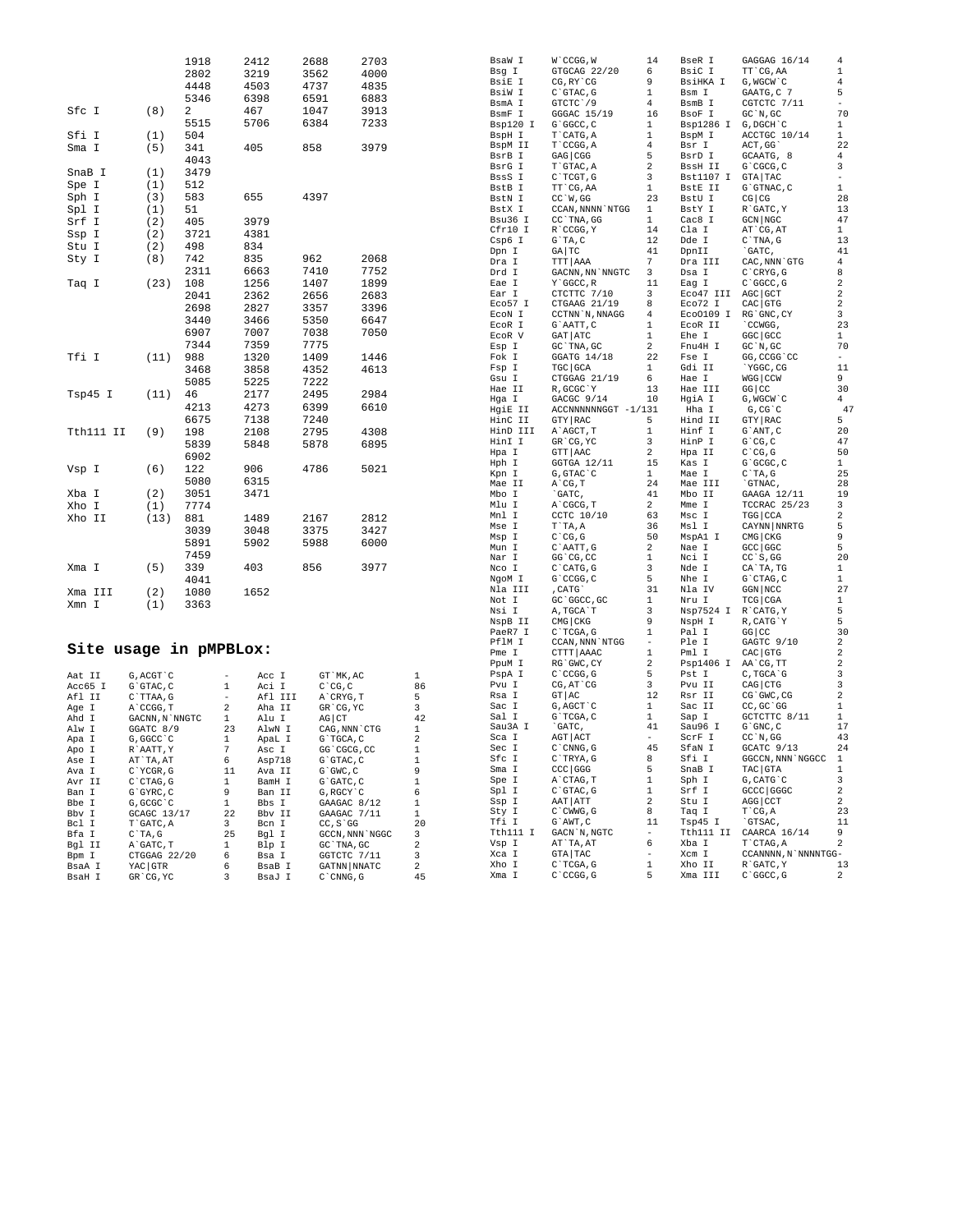| | | | | | |
|---|---|---|---|---|---|
| | | 1918 | 2412 | 2688 | 2703 |
| | | 2802 | 3219 | 3562 | 4000 |
| | | 4448 | 4503 | 4737 | 4835 |
| | | 5346 | 6398 | 6591 | 6883 |
| Sfc I | (8) | 2 | 467 | 1047 | 3913 |
| | | 5515 | 5706 | 6384 | 7233 |
| Sfi I | (1) | 504 | | | |
| Sma I | (5) | 341 | 405 | 858 | 3979 |
| | | 4043 | | | |
| SnaB I | (1) | 3479 | | | |
| Spe I | (1) | 512 | | | |
| Sph I | (3) | 583 | 655 | 4397 | |
| Spl I | (1) | 51 | | | |
| Srf I | (2) | 405 | 3979 | | |
| Ssp I | (2) | 3721 | 4381 | | |
| Stu I | (2) | 498 | 834 | | |
| Sty I | (8) | 742 | 835 | 962 | 2068 |
| | | 2311 | 6663 | 7410 | 7752 |
| Taq I | (23) | 108 | 1256 | 1407 | 1899 |
| | | 2041 | 2362 | 2656 | 2683 |
| | | 2698 | 2827 | 3357 | 3396 |
| | | 3440 | 3466 | 5350 | 6647 |
| | | 6907 | 7007 | 7038 | 7050 |
| | | 7344 | 7359 | 7775 | |
| Tfi I | (11) | 988 | 1320 | 1409 | 1446 |
| | | 3468 | 3858 | 4352 | 4613 |
| | | 5085 | 5225 | 7222 | |
| Tsp45 I | (11) | 46 | 2177 | 2495 | 2984 |
| | | 4213 | 4273 | 6399 | 6610 |
| | | 6675 | 7138 | 7240 | |
| Tth111 II | (9) | 198 | 2108 | 2795 | 4308 |
| | | 5839 | 5848 | 5878 | 6895 |
| | | 6902 | | | |
| Vsp I | (6) | 122 | 906 | 4786 | 5021 |
| | | 5080 | 6315 | | |
| Xba I | (2) | 3051 | 3471 | | |
| Xho I | (1) | 7774 | | | |
| Xho II | (13) | 881 | 1489 | 2167 | 2812 |
| | | 3039 | 3048 | 3375 | 3427 |
| | | 5891 | 5902 | 5988 | 6000 |
| | | 7459 | | | |
| Xma I | (5) | 339 | 403 | 856 | 3977 |
| | | 4041 | | | |
| Xma III | (2) | 1080 | 1652 | | |
| Xmn I | (1) | 3363 | | | |

## Site usage in pMPBLox:

| | | | | | |
|---|---|---|---|---|---|
| Aat II | G,ACGT`C | - | Acc I | GT`MK,AC | 1 |
| Acc65 I | G`GTAC,C | 1 | Aci I | C`CG,C | 86 |
| Afl II | C`TTAA,G | - | Afl III | A`CRYG,T | 5 |
| Age I | A`CCGG,T | 2 | Aha II | GR`CG,YC | 3 |
| Ahd I | GACNN,N`NNGTC | 1 | Alu I | AG\|CT | 42 |
| Alw I | GGATC 8/9 | 23 | AlwN I | CAG,NNN`CTG | 1 |
| Apa I | G,GGCC`C | 1 | ApaL I | G`TGCA,C | 2 |
| Apo I | R`AATT,Y | 7 | Asc I | GG`CGCG,CC | 1 |
| Ase I | AT`TA,AT | 6 | Asp718 | G`GTAC,C | 1 |
| Ava I | C`YCGR,G | 11 | Ava II | G`GWC,C | 9 |
| Avr II | C`CTAG,G | 1 | BamH I | G`GATC,C | 1 |
| Ban I | G`GYRC,C | 9 | Ban II | G,RGCY`C | 6 |
| Bbe I | G,GCGC`C | 1 | Bbs I | GAAGAC 8/12 | 1 |
| Bbv I | GCAGC 13/17 | 22 | Bbv II | GAAGAC 7/11 | 1 |
| Bcl I | T`GATC,A | 3 | Bcn I | CC,S`GG | 20 |
| Bfa I | C`TA,G | 25 | Bgl I | GCCN,NNN`NGGC | 3 |
| Bgl II | A`GATC,T | 1 | Blp I | GC`TNA,GC | 2 |
| Bpm I | CTGGAG 22/20 | 6 | Bsa I | GGTCTC 7/11 | 3 |
| BsaA I | YAC\|GTR | 6 | BsaB I | GATNN\|NNATC | 2 |
| BsaH I | GR`CG,YC | 3 | BsaJ I | C`CNNG,G | 45 |
| BsaW I | W`CCGG,W | 14 | BseR I | GAGGAG 16/14 | 4 |
| Bsg I | GTGCAG 22/20 | 6 | BsiC I | TT`CG,AA | 1 |
| BsiE I | CG,RY`CG | 9 | BsiHKA I | G,WGCW`C | 4 |
| BsiW I | C`GTAC,G | 1 | Bsm I | GAATG,C 7 | 5 |
| BsmA I | GTCTC`/9 | 4 | BsmB I | CGTCTC 7/11 | - |
| BsmF I | GGGAC 15/19 | 16 | BsoF I | GC`N,GC | 70 |
| Bsp120 I | G`GGCC,C | 1 | Bsp1286 I | G,DGCH`C | 1 |
| BspH I | T`CATG,A | 1 | BspM I | ACCTGC 10/14 | 1 |
| BspM II | T`CCGG,A | 4 | Bsr I | ACT,GG` | 22 |
| BsrB I | GAG\|CGG | 5 | BsrD I | GCAATG, 8 | 4 |
| BsrG I | T`GTAC,A | 2 | BssH II | G`CGCG,C | 3 |
| BssS I | C`TCGT,G | 3 | Bst1107 I | GTA\|TAC | - |
| BstB I | TT`CG,AA | 1 | BstE II | G`GTNAC,C | 1 |
| BstN I | CC`W,GG | 23 | BstU I | CG\|CG | 28 |
| BstX I | CCAN,NNNN`NTGG | 1 | BstY I | R`GATC,Y | 13 |
| Bsu36 I | CC`TNA,GG | 1 | Cac8 I | GCN\|NGC | 47 |
| Cfr10 I | R`CCGG,Y | 14 | Cla I | AT`CG,AT | 1 |
| Csp6 I | G`TA,C | 12 | Dde I | C`TNA,G | 13 |
| Dpn I | GA\|TC | 41 | DpnII | `GATC, | 41 |
| Dra I | TTT\|AAA | 7 | Dra III | CAC,NNN`GTG | 4 |
| Drd I | GACNN,NN`NNGTC | 3 | Dsa I | C`CRYG,G | 8 |
| Eae I | Y`GGCC,R | 11 | Eag I | C`GGCC,G | 2 |
| Ear I | CTCTTC 7/10 | 3 | Eco47 III | AGC\|GCT | 2 |
| Eco57 I | CTGAAG 21/19 | 8 | Eco72 I | CAC\|GTG | 2 |
| EcoN I | CCTNN`N,NNAGG | 4 | EcoO109 I | RG`GNC,CY | 3 |
| EcoR I | G`AATT,C | 1 | EcoR II | `CCWGG, | 23 |
| EcoR V | GAT\|ATC | 1 | Ehe I | GGC\|GCC | 1 |
| Esp I | GC`TNA,GC | 2 | Fnu4H I | GC`N,GC | 70 |
| Fok I | GGATG 14/18 | 22 | Fse I | GG,CCGG`CC | - |
| Fsp I | TGC\|GCA | 1 | Gdi II | `YGGC,CG | 11 |
| Gsu I | CTGGAG 21/19 | 6 | Hae I | WGG\|CCW | 9 |
| Hae II | R,GCGC`Y | 13 | Hae III | GG\|CC | 30 |
| Hga I | GACGC 9/14 | 10 | HgiA I | G,WGCW`C | 4 |
| HgiE II | ACCNNNNNNGGT -1/131 | | Hha I | G,CG`C | 47 |
| HinC II | GTY\|RAC | 5 | Hind II | GTY\|RAC | 5 |
| HinD III | A`AGCT,T | 1 | Hinf I | G`ANT,C | 20 |
| HinI I | GR`CG,YC | 3 | HinP I | G`CG,C | 47 |
| Hpa I | GTT\|AAC | 2 | Hpa II | C`CG,G | 50 |
| Hph I | GGTGA 12/11 | 15 | Kas I | G`GCGC,C | 1 |
| Kpn I | G,GTAC`C | 1 | Mae I | C`TA,G | 25 |
| Mae II | A`CG,T | 24 | Mae III | `GTNAC, | 28 |
| Mbo I | `GATC, | 41 | Mbo II | GAAGA 12/11 | 19 |
| Mlu I | A`CGCG,T | 2 | Mme I | TCCRAC 25/23 | 3 |
| Mnl I | CCTC 10/10 | 63 | Msc I | TGG\|CCA | 2 |
| Mse I | T`TA,A | 36 | Msl I | CAYNN\|NNRTG | 5 |
| Msp I | C`CG,G | 50 | MspA1 I | CMG\|CKG | 9 |
| Mun I | C`AATT,G | 2 | Nae I | GCC\|GGC | 5 |
| Nar I | GG`CG,CC | 1 | Nci I | CC`S,GG | 20 |
| Nco I | C`CATG,G | 3 | Nde I | CA`TA,TG | 1 |
| NgoM I | G`CCGG,C | 5 | Nhe I | G`CTAG,C | 1 |
| Nla III | ,CATG` | 31 | Nla IV | GGN\|NCC | 27 |
| Not I | GC`GGCC,GC | 1 | Nru I | TCG\|CGA | 1 |
| Nsi I | A,TGCA`T | 3 | Nsp7524 I | R`CATG,Y | 5 |
| NspB II | CMG\|CKG | 9 | NspH I | R,CATG`Y | 5 |
| PaeR7 I | C`TCGA,G | 1 | Pal I | GG\|CC | 30 |
| PflM I | CCAN,NNN`NTGG | - | Ple I | GAGTC 9/10 | 2 |
| Pme I | CTTT\|AAAC | 1 | Pml I | CAC\|GTG | 2 |
| PpuM I | RG`GWC,CY | 2 | Psp1406 I | AA`CG,TT | 2 |
| PspA I | C`CCGG,G | 5 | Pst I | C,TGCA`G | 3 |
| Pvu I | CG,AT`CG | 3 | Pvu II | CAG\|CTG | 3 |
| Rsa I | GT\|AC | 12 | Rsr II | CG`GWC,CG | 2 |
| Sac I | G,AGCT`C | 1 | Sac II | CC,GC`GG | 1 |
| Sal I | G`TCGA,C | 1 | Sap I | GCTCTTC 8/11 | 1 |
| Sau3A I | `GATC, | 41 | Sau96 I | G`GNC,C | 17 |
| Sca I | AGT\|ACT | - | ScrF I | CC`N,GG | 43 |
| Sec I | C`CNNG,G | 45 | SfaN I | GCATC 9/13 | 24 |
| Sfc I | C`TRYA,G | 8 | Sfi I | GGCCN,NNN`NGGCC | 1 |
| Sma I | CCC\|GGG | 5 | SnaB I | TAC\|GTA | 1 |
| Spe I | A`CTAG,T | 1 | Sph I | G,CATG`C | 3 |
| Spl I | C`GTAC,G | 1 | Srf I | GCCC\|GGGC | 2 |
| Ssp I | AAT\|ATT | 2 | Stu I | AGG\|CCT | 2 |
| Sty I | C`CWWG,G | 8 | Taq I | T`CG,A | 23 |
| Tfi I | G`AWT,C | 11 | Tsp45 I | `GTSAC, | 11 |
| Tth111 I | GACN`N,NGTC | - | Tth111 II | CAARCA 16/14 | 9 |
| Vsp I | AT`TA,AT | 6 | Xba I | T`CTAG,A | 2 |
| Xca I | GTA\|TAC | - | Xcm I | CCANNNN,N`NNNNTGG- | |
| Xho I | C`TCGA,G | 1 | Xho II | R`GATC,Y | 13 |
| Xma I | C`CCGG,G | 5 | Xma III | C`GGCC,G | 2 |